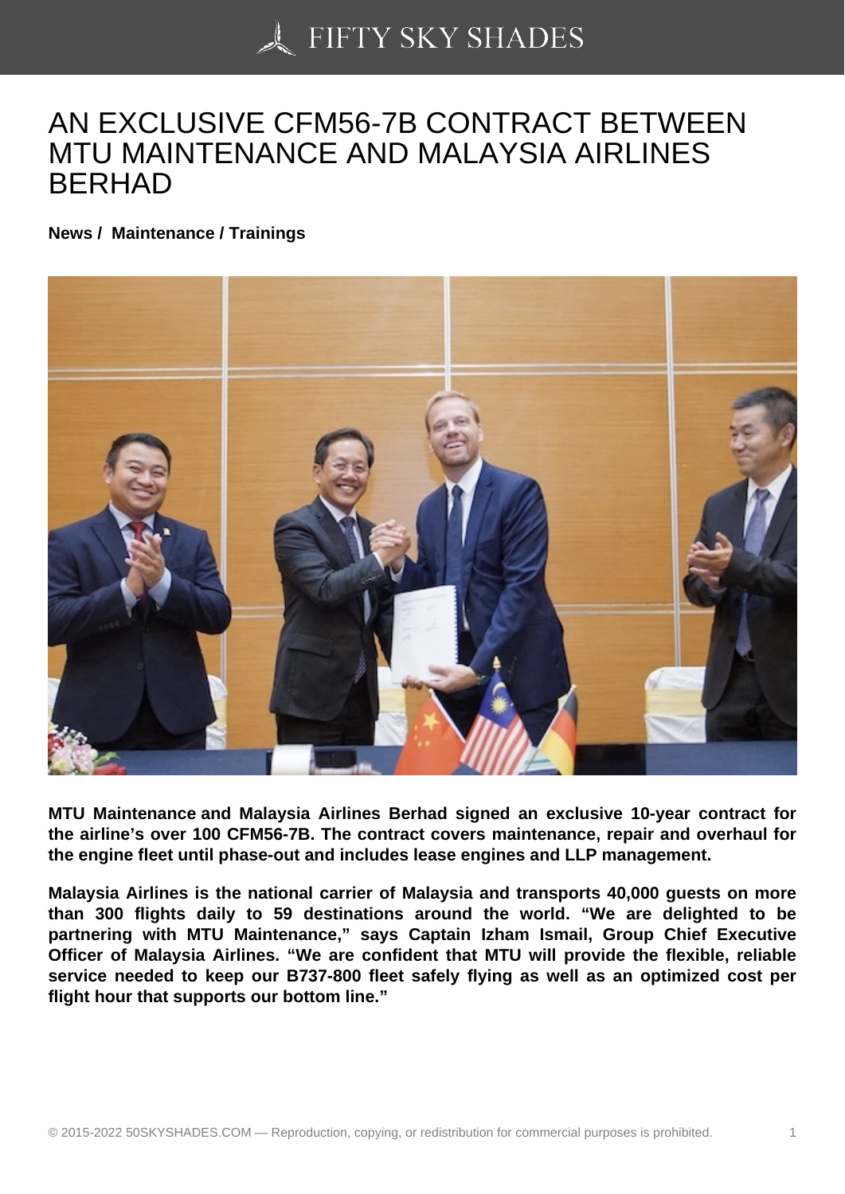# AN EXCLUSIVE CFM56-7B CONTRACT BETWEEN MTU MAINTENANCE AND MALAYSIA AIRLINES BERHAD

**News / Maintenance / Trainings**

**MTU Maintenance and Malaysia Airlines Berhad signed an exclusive 10-year contract for the airline's over 100 CFM56-7B. The contract covers maintenance, repair and overhaul for the engine fleet until phase-out and includes lease engines and LLP management.**

**Malaysia Airlines is the national carrier of Malaysia and transports 40,000 guests on more than 300 flights daily to 59 destinations around the world. "We are delighted to be partnering with MTU Maintenance," says Captain Izham Ismail, Group Chief Executive Officer of Malaysia Airlines. "We are confident that MTU will provide the flexible, reliable service needed to keep our B737-800 fleet safely flying as well as an optimized cost per flight hour that supports our bottom line."**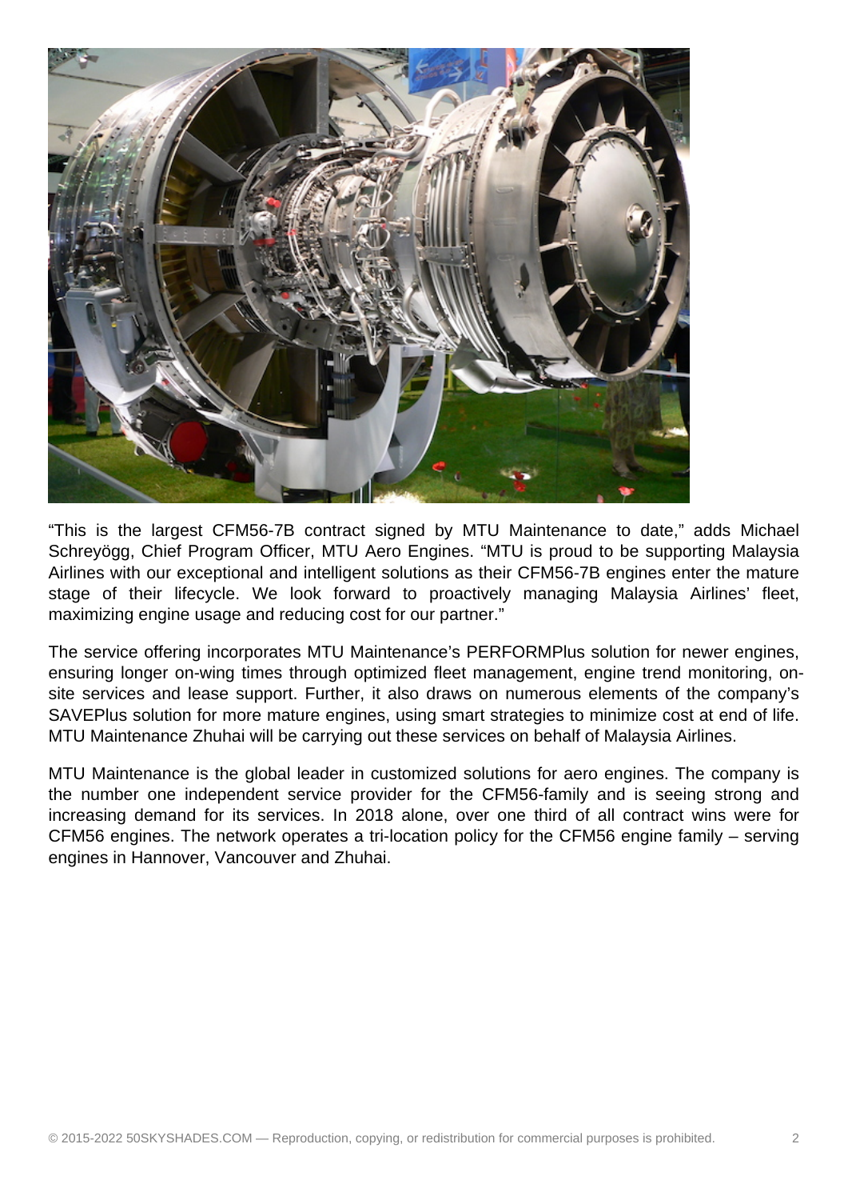“This is the largest CFM56-7B contract signed by MTU Maintenance to date,” adds Michael Schreyögg, Chief Program Officer, MTU Aero Engines. “MTU is proud to be supporting Malaysia Airlines with our exceptional and intelligent solutions as their CFM56-7B engines enter the mature stage of their lifecycle. We look forward to proactively managing Malaysia Airlines’ fleet, maximizing engine usage and reducing cost for our partner.”

The service offering incorporates MTU Maintenance’s PERFORMPlus solution for newer engines, ensuring longer on-wing times through optimized fleet management, engine trend monitoring, on-site services and lease support. Further, it also draws on numerous elements of the company’s SAVEPlus solution for more mature engines, using smart strategies to minimize cost at end of life. MTU Maintenance Zhuhai will be carrying out these services on behalf of Malaysia Airlines.

MTU Maintenance is the global leader in customized solutions for aero engines. The company is the number one independent service provider for the CFM56-family and is seeing strong and increasing demand for its services. In 2018 alone, over one third of all contract wins were for CFM56 engines. The network operates a tri-location policy for the CFM56 engine family – serving engines in Hannover, Vancouver and Zhuhai.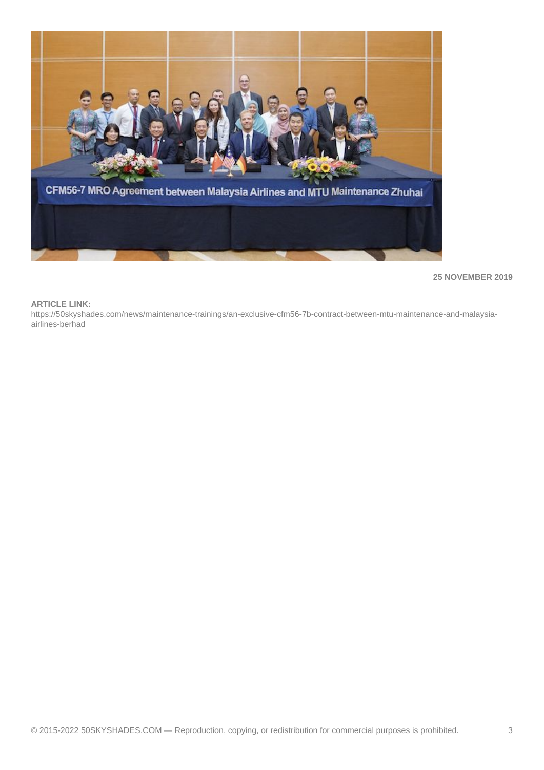25 NOVEMBER 2019

**ARTICLE LINK:**
https://50skyshades.com/news/maintenance-trainings/an-exclusive-cfm56-7b-contract-between-mtu-maintenance-and-malaysia-airlines-berhad